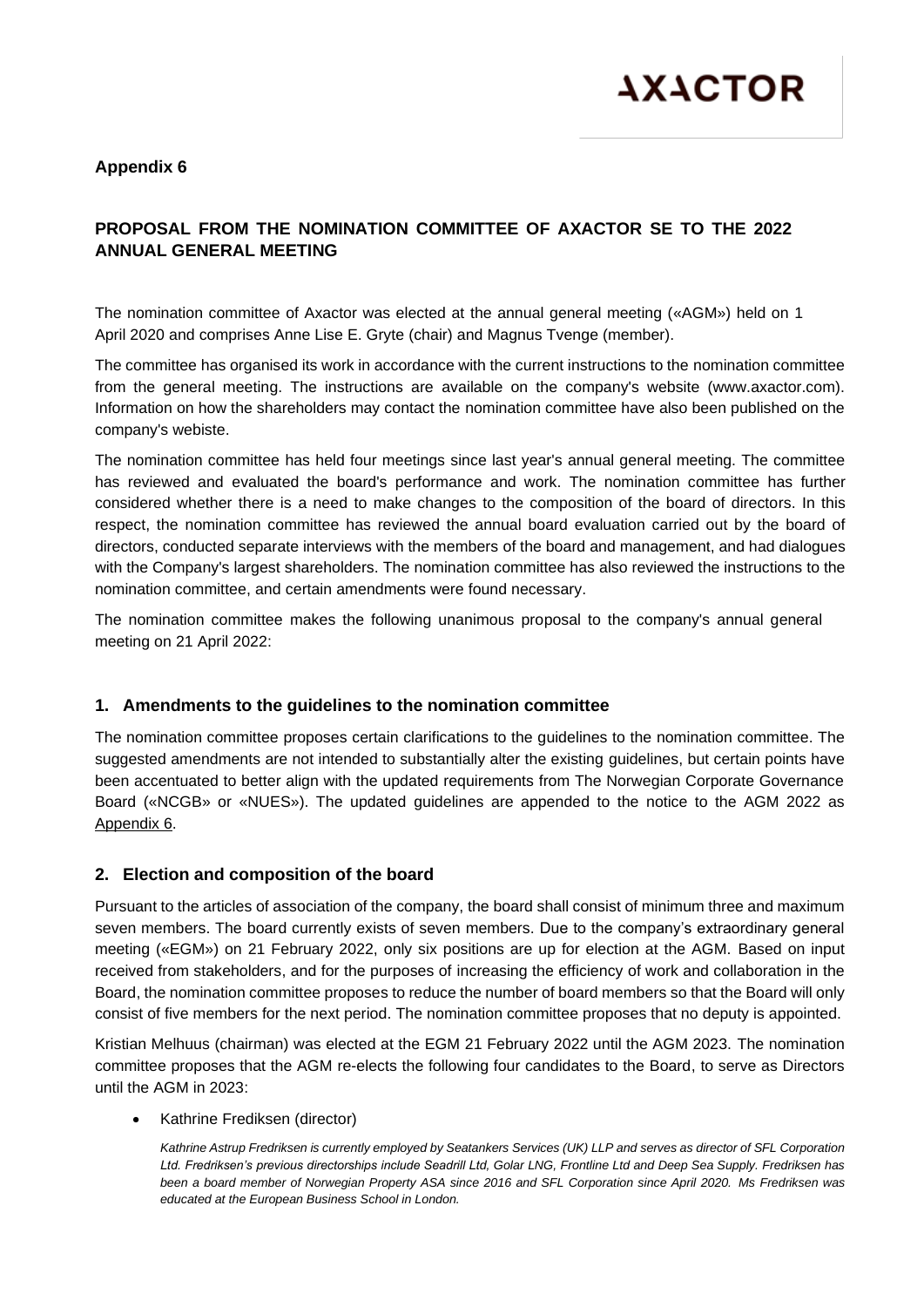**Appendix 6**

## PROPOSAL FROM THE NOMINATION COMMITTEE OF AXACTOR SE TO THE 2022 ANNUAL GENERAL MEETING

The nomination committee of Axactor was elected at the annual general meeting («AGM») held on 1 April 2020 and comprises Anne Lise E. Gryte (chair) and Magnus Tvenge (member).

The committee has organised its work in accordance with the current instructions to the nomination committee from the general meeting. The instructions are available on the company's website (www.axactor.com). Information on how the shareholders may contact the nomination committee have also been published on the company's webiste.

The nomination committee has held four meetings since last year's annual general meeting. The committee has reviewed and evaluated the board's performance and work. The nomination committee has further considered whether there is a need to make changes to the composition of the board of directors. In this respect, the nomination committee has reviewed the annual board evaluation carried out by the board of directors, conducted separate interviews with the members of the board and management, and had dialogues with the Company's largest shareholders. The nomination committee has also reviewed the instructions to the nomination committee, and certain amendments were found necessary.

The nomination committee makes the following unanimous proposal to the company's annual general meeting on 21 April 2022:

### 1. Amendments to the guidelines to the nomination committee

The nomination committee proposes certain clarifications to the guidelines to the nomination committee. The suggested amendments are not intended to substantially alter the existing guidelines, but certain points have been accentuated to better align with the updated requirements from The Norwegian Corporate Governance Board («NCGB» or «NUES»). The updated guidelines are appended to the notice to the AGM 2022 as Appendix 6.

### 2. Election and composition of the board

Pursuant to the articles of association of the company, the board shall consist of minimum three and maximum seven members. The board currently exists of seven members. Due to the company's extraordinary general meeting («EGM») on 21 February 2022, only six positions are up for election at the AGM. Based on input received from stakeholders, and for the purposes of increasing the efficiency of work and collaboration in the Board, the nomination committee proposes to reduce the number of board members so that the Board will only consist of five members for the next period. The nomination committee proposes that no deputy is appointed.

Kristian Melhuus (chairman) was elected at the EGM 21 February 2022 until the AGM 2023. The nomination committee proposes that the AGM re-elects the following four candidates to the Board, to serve as Directors until the AGM in 2023:

- Kathrine Frediksen (director)

  *Kathrine Astrup Fredriksen is currently employed by Seatankers Services (UK) LLP and serves as director of SFL Corporation Ltd. Fredriksen's previous directorships include Seadrill Ltd, Golar LNG, Frontline Ltd and Deep Sea Supply. Fredriksen has been a board member of Norwegian Property ASA since 2016 and SFL Corporation since April 2020. Ms Fredriksen was educated at the European Business School in London.*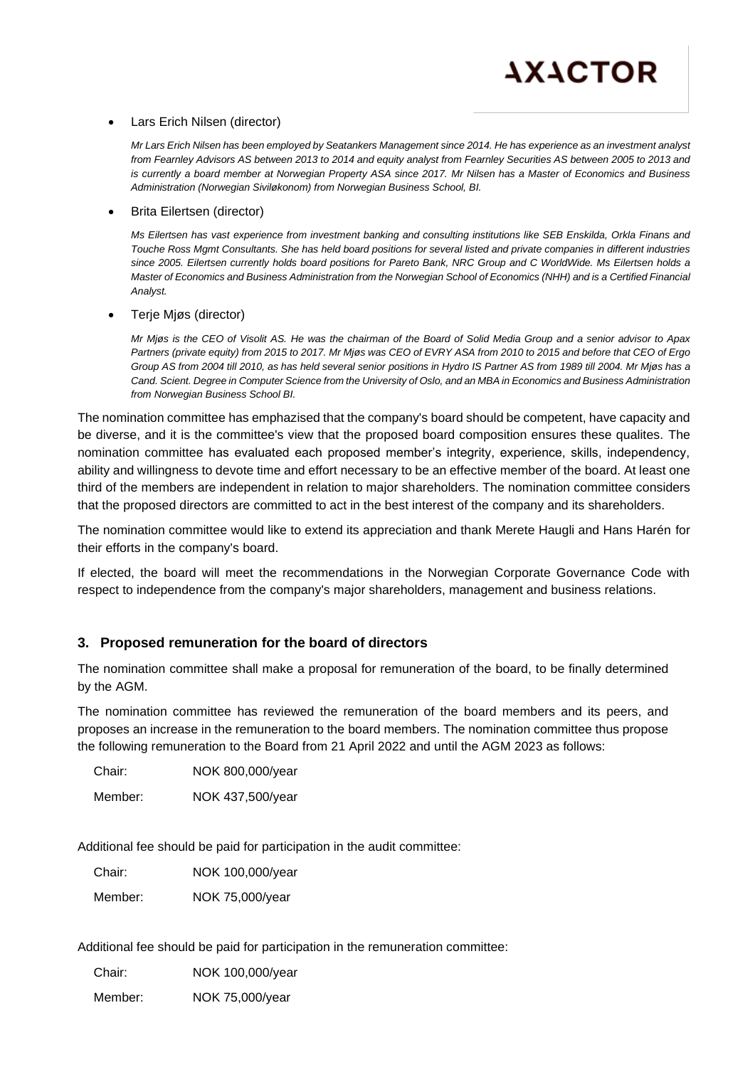- Lars Erich Nilsen (director)

  *Mr Lars Erich Nilsen has been employed by Seatankers Management since 2014. He has experience as an investment analyst from Fearnley Advisors AS between 2013 to 2014 and equity analyst from Fearnley Securities AS between 2005 to 2013 and is currently a board member at Norwegian Property ASA since 2017. Mr Nilsen has a Master of Economics and Business Administration (Norwegian Siviløkonom) from Norwegian Business School, BI.*

- Brita Eilertsen (director)

  *Ms Eilertsen has vast experience from investment banking and consulting institutions like SEB Enskilda, Orkla Finans and Touche Ross Mgmt Consultants. She has held board positions for several listed and private companies in different industries since 2005. Eilertsen currently holds board positions for Pareto Bank, NRC Group and C WorldWide. Ms Eilertsen holds a Master of Economics and Business Administration from the Norwegian School of Economics (NHH) and is a Certified Financial Analyst.*

- Terje Mjøs (director)

  *Mr Mjøs is the CEO of Visolit AS. He was the chairman of the Board of Solid Media Group and a senior advisor to Apax Partners (private equity) from 2015 to 2017. Mr Mjøs was CEO of EVRY ASA from 2010 to 2015 and before that CEO of Ergo Group AS from 2004 till 2010, as has held several senior positions in Hydro IS Partner AS from 1989 till 2004. Mr Mjøs has a Cand. Scient. Degree in Computer Science from the University of Oslo, and an MBA in Economics and Business Administration from Norwegian Business School BI.*

The nomination committee has emphazised that the company's board should be competent, have capacity and be diverse, and it is the committee's view that the proposed board composition ensures these qualites. The nomination committee has evaluated each proposed member's integrity, experience, skills, independency, ability and willingness to devote time and effort necessary to be an effective member of the board. At least one third of the members are independent in relation to major shareholders. The nomination committee considers that the proposed directors are committed to act in the best interest of the company and its shareholders.

The nomination committee would like to extend its appreciation and thank Merete Haugli and Hans Harén for their efforts in the company's board.

If elected, the board will meet the recommendations in the Norwegian Corporate Governance Code with respect to independence from the company's major shareholders, management and business relations.

## 3. Proposed remuneration for the board of directors

The nomination committee shall make a proposal for remuneration of the board, to be finally determined by the AGM.

The nomination committee has reviewed the remuneration of the board members and its peers, and proposes an increase in the remuneration to the board members. The nomination committee thus propose the following remuneration to the Board from 21 April 2022 and until the AGM 2023 as follows:

Chair: NOK 800,000/year

Member: NOK 437,500/year

Additional fee should be paid for participation in the audit committee:

Chair: NOK 100,000/year

Member: NOK 75,000/year

Additional fee should be paid for participation in the remuneration committee:

Chair: NOK 100,000/year

Member: NOK 75,000/year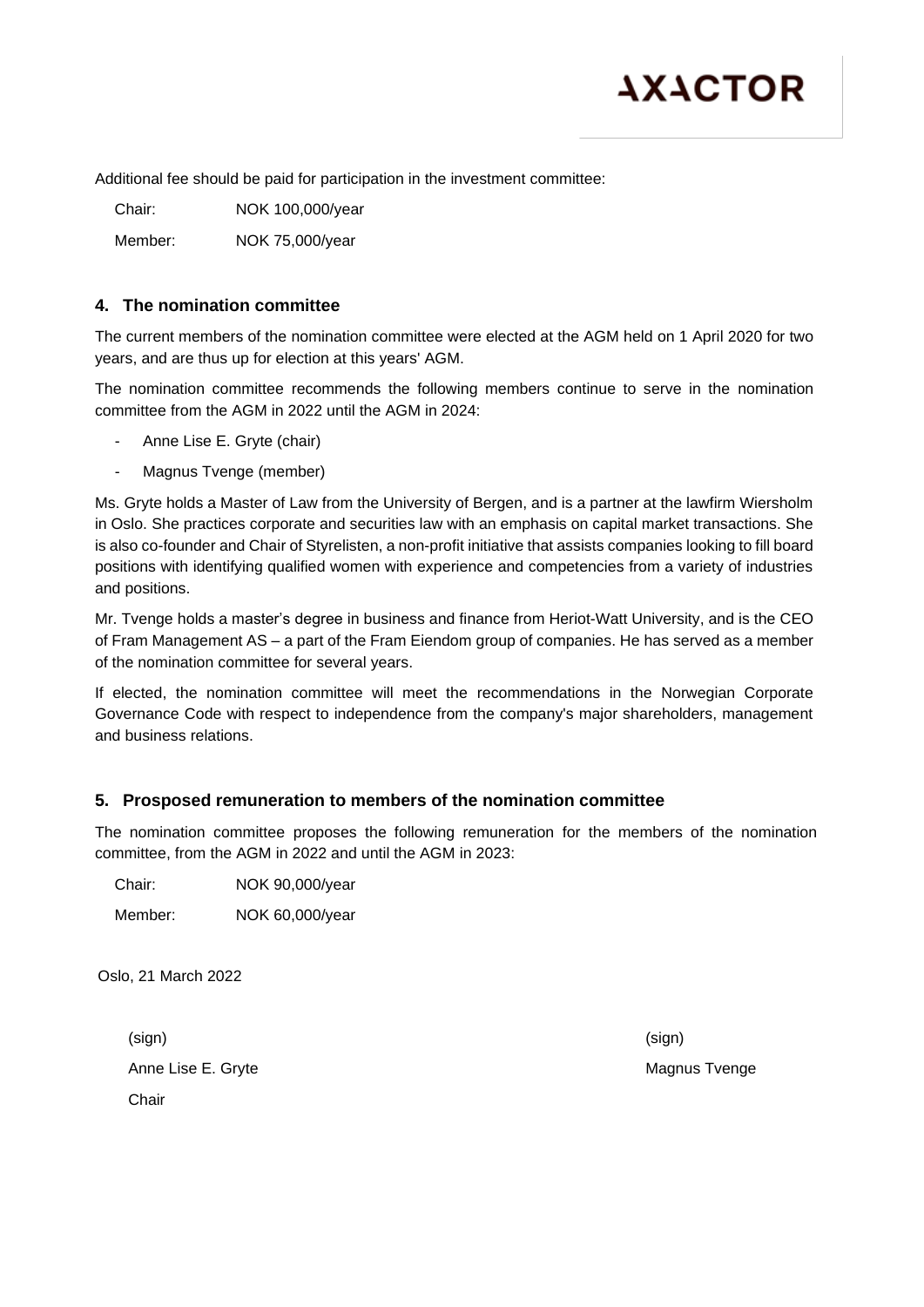Additional fee should be paid for participation in the investment committee:

| | |
|---|---|
| Chair: | NOK 100,000/year |
| Member: | NOK 75,000/year |

## 4. The nomination committee

The current members of the nomination committee were elected at the AGM held on 1 April 2020 for two years, and are thus up for election at this years' AGM.

The nomination committee recommends the following members continue to serve in the nomination committee from the AGM in 2022 until the AGM in 2024:

- Anne Lise E. Gryte (chair)
- Magnus Tvenge (member)

Ms. Gryte holds a Master of Law from the University of Bergen, and is a partner at the lawfirm Wiersholm in Oslo. She practices corporate and securities law with an emphasis on capital market transactions. She is also co-founder and Chair of Styrelisten, a non-profit initiative that assists companies looking to fill board positions with identifying qualified women with experience and competencies from a variety of industries and positions.

Mr. Tvenge holds a master's degree in business and finance from Heriot-Watt University, and is the CEO of Fram Management AS – a part of the Fram Eiendom group of companies. He has served as a member of the nomination committee for several years.

If elected, the nomination committee will meet the recommendations in the Norwegian Corporate Governance Code with respect to independence from the company's major shareholders, management and business relations.

## 5. Prosposed remuneration to members of the nomination committee

The nomination committee proposes the following remuneration for the members of the nomination committee, from the AGM in 2022 and until the AGM in 2023:

| | |
|---|---|
| Chair: | NOK 90,000/year |
| Member: | NOK 60,000/year |

Oslo, 21 March 2022

(sign)
Anne Lise E. Gryte
Chair

(sign)
Magnus Tvenge